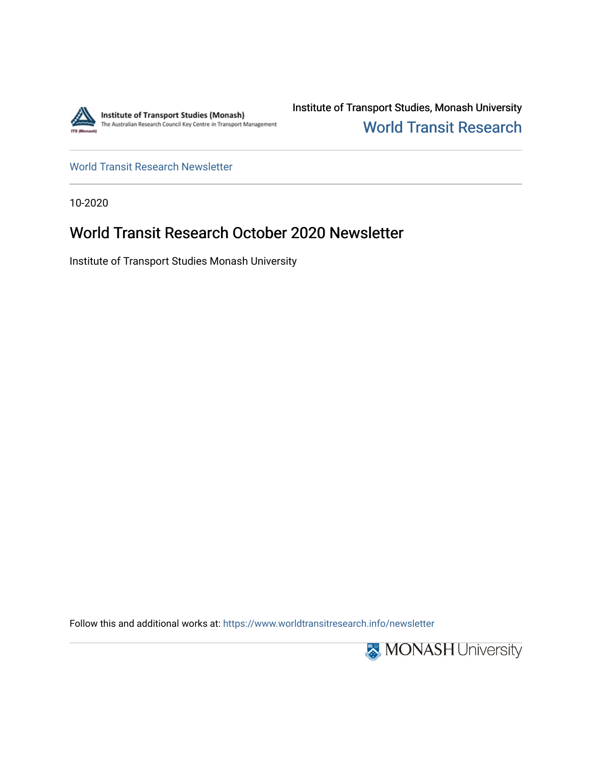Institute of Transport Studies (Monash)
The Australian Research Council Key Centre in Transport Management

Institute of Transport Studies, Monash University

World Transit Research

World Transit Research Newsletter

10-2020

# World Transit Research October 2020 Newsletter

Institute of Transport Studies Monash University

Follow this and additional works at: https://www.worldtransitresearch.info/newsletter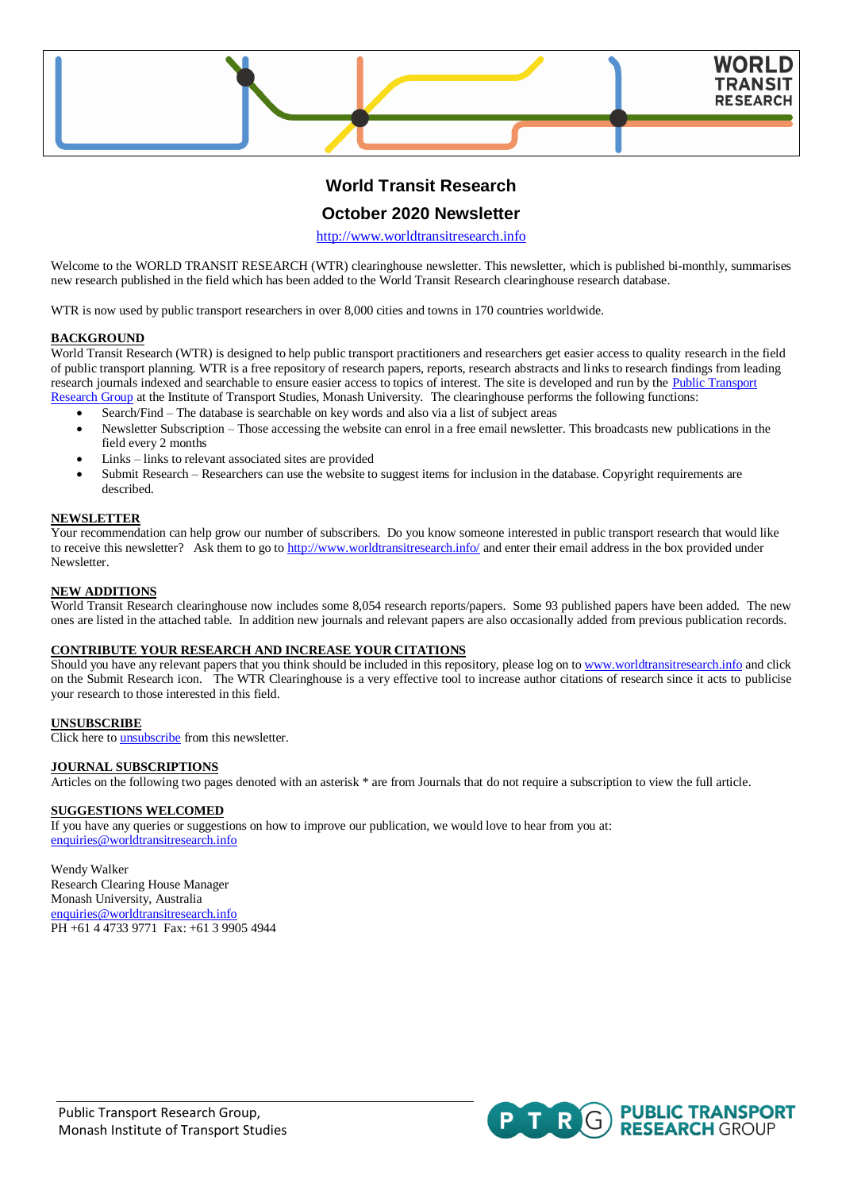# World Transit Research

## October 2020 Newsletter

http://www.worldtransitresearch.info

Welcome to the WORLD TRANSIT RESEARCH (WTR) clearinghouse newsletter. This newsletter, which is published bi-monthly, summarises new research published in the field which has been added to the World Transit Research clearinghouse research database.

WTR is now used by public transport researchers in over 8,000 cities and towns in 170 countries worldwide.

### BACKGROUND

World Transit Research (WTR) is designed to help public transport practitioners and researchers get easier access to quality research in the field of public transport planning. WTR is a free repository of research papers, reports, research abstracts and links to research findings from leading research journals indexed and searchable to ensure easier access to topics of interest. The site is developed and run by the Public Transport Research Group at the Institute of Transport Studies, Monash University. The clearinghouse performs the following functions:

- Search/Find – The database is searchable on key words and also via a list of subject areas
- Newsletter Subscription – Those accessing the website can enrol in a free email newsletter. This broadcasts new publications in the field every 2 months
- Links – links to relevant associated sites are provided
- Submit Research – Researchers can use the website to suggest items for inclusion in the database. Copyright requirements are described.

### NEWSLETTER

Your recommendation can help grow our number of subscribers. Do you know someone interested in public transport research that would like to receive this newsletter? Ask them to go to http://www.worldtransitresearch.info/ and enter their email address in the box provided under Newsletter.

### NEW ADDITIONS

World Transit Research clearinghouse now includes some 8,054 research reports/papers. Some 93 published papers have been added. The new ones are listed in the attached table. In addition new journals and relevant papers are also occasionally added from previous publication records.

### CONTRIBUTE YOUR RESEARCH AND INCREASE YOUR CITATIONS

Should you have any relevant papers that you think should be included in this repository, please log on to www.worldtransitresearch.info and click on the Submit Research icon. The WTR Clearinghouse is a very effective tool to increase author citations of research since it acts to publicise your research to those interested in this field.

### UNSUBSCRIBE

Click here to unsubscribe from this newsletter.

### JOURNAL SUBSCRIPTIONS

Articles on the following two pages denoted with an asterisk * are from Journals that do not require a subscription to view the full article.

### SUGGESTIONS WELCOMED

If you have any queries or suggestions on how to improve our publication, we would love to hear from you at:
enquiries@worldtransitresearch.info

Wendy Walker
Research Clearing House Manager
Monash University, Australia
enquiries@worldtransitresearch.info
PH +61 4 4733 9771 Fax: +61 3 9905 4944

Public Transport Research Group,
Monash Institute of Transport Studies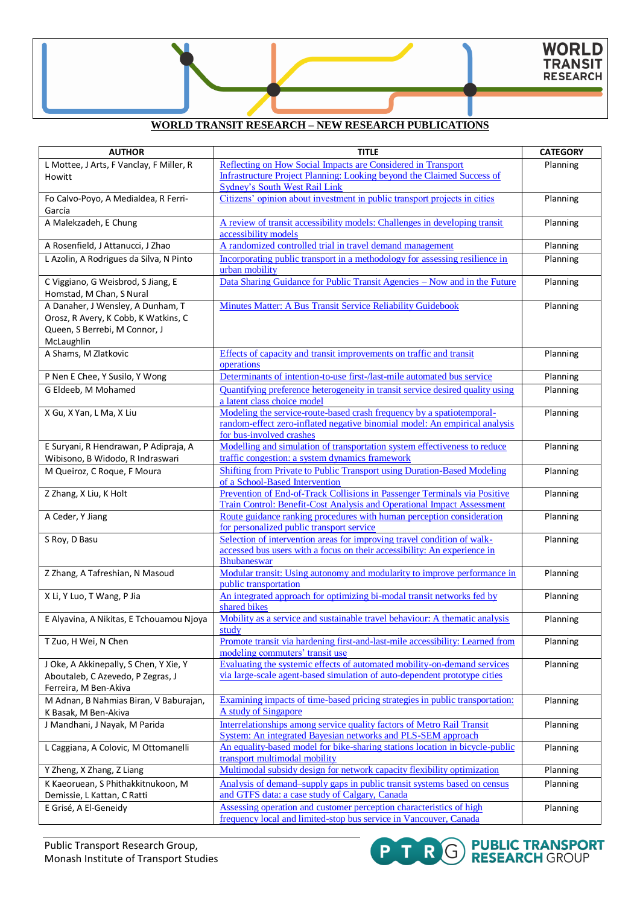**WORLD TRANSIT RESEARCH – NEW RESEARCH PUBLICATIONS**

| AUTHOR | TITLE | CATEGORY |
|---|---|---|
| L Mottee, J Arts, F Vanclay, F Miller, R Howitt | Reflecting on How Social Impacts are Considered in Transport Infrastructure Project Planning: Looking beyond the Claimed Success of Sydney's South West Rail Link | Planning |
| Fo Calvo-Poyo, A Medialdea, R Ferri-García | Citizens' opinion about investment in public transport projects in cities | Planning |
| A Malekzadeh, E Chung | A review of transit accessibility models: Challenges in developing transit accessibility models | Planning |
| A Rosenfield, J Attanucci, J Zhao | A randomized controlled trial in travel demand management | Planning |
| L Azolin, A Rodrigues da Silva, N Pinto | Incorporating public transport in a methodology for assessing resilience in urban mobility | Planning |
| C Viggiano, G Weisbrod, S Jiang, E Homstad, M Chan, S Nural | Data Sharing Guidance for Public Transit Agencies – Now and in the Future | Planning |
| A Danaher, J Wensley, A Dunham, T Orosz, R Avery, K Cobb, K Watkins, C Queen, S Berrebi, M Connor, J McLaughlin | Minutes Matter: A Bus Transit Service Reliability Guidebook | Planning |
| A Shams, M Zlatkovic | Effects of capacity and transit improvements on traffic and transit operations | Planning |
| P Nen E Chee, Y Susilo, Y Wong | Determinants of intention-to-use first-/last-mile automated bus service | Planning |
| G Eldeeb, M Mohamed | Quantifying preference heterogeneity in transit service desired quality using a latent class choice model | Planning |
| X Gu, X Yan, L Ma, X Liu | Modeling the service-route-based crash frequency by a spatiotemporal-random-effect zero-inflated negative binomial model: An empirical analysis for bus-involved crashes | Planning |
| E Suryani, R Hendrawan, P Adipraja, A Wibisono, B Widodo, R Indraswari | Modelling and simulation of transportation system effectiveness to reduce traffic congestion: a system dynamics framework | Planning |
| M Queiroz, C Roque, F Moura | Shifting from Private to Public Transport using Duration-Based Modeling of a School-Based Intervention | Planning |
| Z Zhang, X Liu, K Holt | Prevention of End-of-Track Collisions in Passenger Terminals via Positive Train Control: Benefit-Cost Analysis and Operational Impact Assessment | Planning |
| A Ceder, Y Jiang | Route guidance ranking procedures with human perception consideration for personalized public transport service | Planning |
| S Roy, D Basu | Selection of intervention areas for improving travel condition of walk-accessed bus users with a focus on their accessibility: An experience in Bhubaneswar | Planning |
| Z Zhang, A Tafreshian, N Masoud | Modular transit: Using autonomy and modularity to improve performance in public transportation | Planning |
| X Li, Y Luo, T Wang, P Jia | An integrated approach for optimizing bi-modal transit networks fed by shared bikes | Planning |
| E Alyavina, A Nikitas, E Tchouamou Njoya | Mobility as a service and sustainable travel behaviour: A thematic analysis study | Planning |
| T Zuo, H Wei, N Chen | Promote transit via hardening first-and-last-mile accessibility: Learned from modeling commuters' transit use | Planning |
| J Oke, A Akkinepally, S Chen, Y Xie, Y Aboutaleb, C Azevedo, P Zegras, J Ferreira, M Ben-Akiva | Evaluating the systemic effects of automated mobility-on-demand services via large-scale agent-based simulation of auto-dependent prototype cities | Planning |
| M Adnan, B Nahmias Biran, V Baburajan, K Basak, M Ben-Akiva | Examining impacts of time-based pricing strategies in public transportation: A study of Singapore | Planning |
| J Mandhani, J Nayak, M Parida | Interrelationships among service quality factors of Metro Rail Transit System: An integrated Bayesian networks and PLS-SEM approach | Planning |
| L Caggiana, A Colovic, M Ottomanelli | An equality-based model for bike-sharing stations location in bicycle-public transport multimodal mobility | Planning |
| Y Zheng, X Zhang, Z Liang | Multimodal subsidy design for network capacity flexibility optimization | Planning |
| K Kaeoruean, S Phithakkitnukoon, M Demissie, L Kattan, C Ratti | Analysis of demand–supply gaps in public transit systems based on census and GTFS data: a case study of Calgary, Canada | Planning |
| E Grisé, A El-Geneidy | Assessing operation and customer perception characteristics of high frequency local and limited-stop bus service in Vancouver, Canada | Planning |

Public Transport Research Group,
Monash Institute of Transport Studies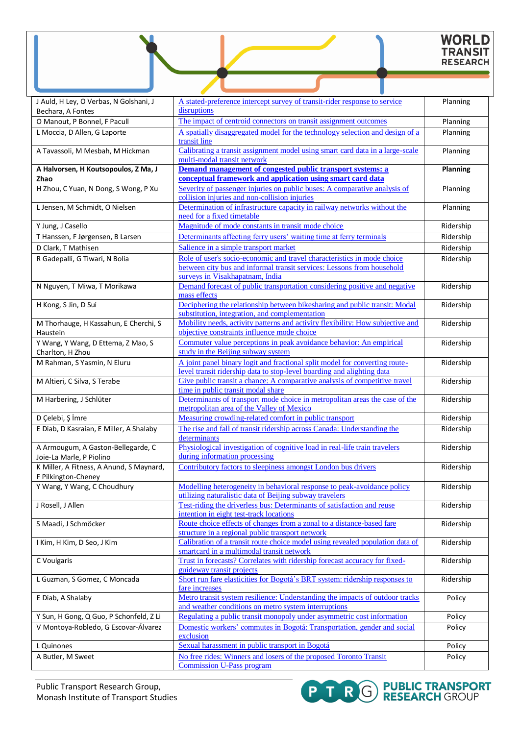| | | |
|---|---|---|
| J Auld, H Ley, O Verbas, N Golshani, J Bechara, A Fontes | A stated-preference intercept survey of transit-rider response to service disruptions | Planning |
| O Manout, P Bonnel, F Pacull | The impact of centroid connectors on transit assignment outcomes | Planning |
| L Moccia, D Allen, G Laporte | A spatially disaggregated model for the technology selection and design of a transit line | Planning |
| A Tavassoli, M Mesbah, M Hickman | Calibrating a transit assignment model using smart card data in a large-scale multi-modal transit network | Planning |
| **A Halvorsen, H Koutsopoulos, Z Ma, J Zhao** | **Demand management of congested public transport systems: a conceptual framework and application using smart card data** | **Planning** |
| H Zhou, C Yuan, N Dong, S Wong, P Xu | Severity of passenger injuries on public buses: A comparative analysis of collision injuries and non-collision injuries | Planning |
| L Jensen, M Schmidt, O Nielsen | Determination of infrastructure capacity in railway networks without the need for a fixed timetable | Planning |
| Y Jung, J Casello | Magnitude of mode constants in transit mode choice | Ridership |
| T Hanssen, F Jørgensen, B Larsen | Determinants affecting ferry users' waiting time at ferry terminals | Ridership |
| D Clark, T Mathisen | Salience in a simple transport market | Ridership |
| R Gadepalli, G Tiwari, N Bolia | Role of user's socio-economic and travel characteristics in mode choice between city bus and informal transit services: Lessons from household surveys in Visakhapatnam, India | Ridership |
| N Nguyen, T Miwa, T Morikawa | Demand forecast of public transportation considering positive and negative mass effects | Ridership |
| H Kong, S Jin, D Sui | Deciphering the relationship between bikesharing and public transit: Modal substitution, integration, and complementation | Ridership |
| M Thorhauge, H Kassahun, E Cherchi, S Haustein | Mobility needs, activity patterns and activity flexibility: How subjective and objective constraints influence mode choice | Ridership |
| Y Wang, Y Wang, D Ettema, Z Mao, S Charlton, H Zhou | Commuter value perceptions in peak avoidance behavior: An empirical study in the Beijing subway system | Ridership |
| M Rahman, S Yasmin, N Eluru | A joint panel binary logit and fractional split model for converting route-level transit ridership data to stop-level boarding and alighting data | Ridership |
| M Altieri, C Silva, S Terabe | Give public transit a chance: A comparative analysis of competitive travel time in public transit modal share | Ridership |
| M Harbering, J Schlüter | Determinants of transport mode choice in metropolitan areas the case of the metropolitan area of the Valley of Mexico | Ridership |
| D Çelebi, Ş İmre | Measuring crowding-related comfort in public transport | Ridership |
| E Diab, D Kasraian, E Miller, A Shalaby | The rise and fall of transit ridership across Canada: Understanding the determinants | Ridership |
| A Armougum, A Gaston-Bellegarde, C Joie-La Marle, P Piolino | Physiological investigation of cognitive load in real-life train travelers during information processing | Ridership |
| K Miller, A Fitness, A Anund, S Maynard, F Pilkington-Cheney | Contributory factors to sleepiness amongst London bus drivers | Ridership |
| Y Wang, Y Wang, C Choudhury | Modelling heterogeneity in behavioral response to peak-avoidance policy utilizing naturalistic data of Beijing subway travelers | Ridership |
| J Rosell, J Allen | Test-riding the driverless bus: Determinants of satisfaction and reuse intention in eight test-track locations | Ridership |
| S Maadi, J Schmöcker | Route choice effects of changes from a zonal to a distance-based fare structure in a regional public transport network | Ridership |
| I Kim, H Kim, D Seo, J Kim | Calibration of a transit route choice model using revealed population data of smartcard in a multimodal transit network | Ridership |
| C Voulgaris | Trust in forecasts? Correlates with ridership forecast accuracy for fixed-guideway transit projects | Ridership |
| L Guzman, S Gomez, C Moncada | Short run fare elasticities for Bogotá's BRT system: ridership responses to fare increases | Ridership |
| E Diab, A Shalaby | Metro transit system resilience: Understanding the impacts of outdoor tracks and weather conditions on metro system interruptions | Policy |
| Y Sun, H Gong, Q Guo, P Schonfeld, Z Li | Regulating a public transit monopoly under asymmetric cost information | Policy |
| V Montoya-Robledo, G Escovar-Álvarez | Domestic workers' commutes in Bogotá: Transportation, gender and social exclusion | Policy |
| L Quinones | Sexual harassment in public transport in Bogotá | Policy |
| A Butler, M Sweet | No free rides: Winners and losers of the proposed Toronto Transit Commission U-Pass program | Policy |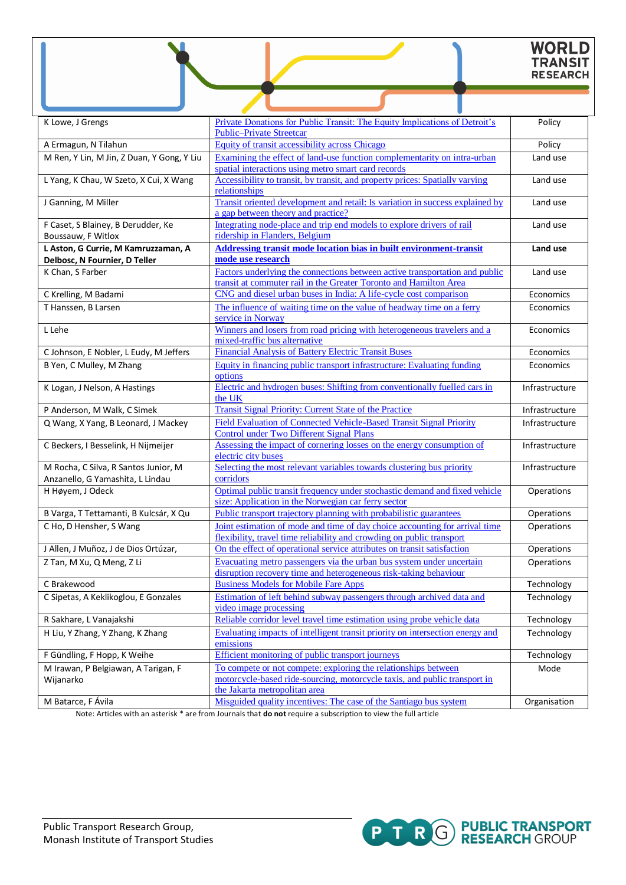| | | |
|---|---|---|
| K Lowe, J Grengs | Private Donations for Public Transit: The Equity Implications of Detroit's Public–Private Streetcar | Policy |
| A Ermagun, N Tilahun | Equity of transit accessibility across Chicago | Policy |
| M Ren, Y Lin, M Jin, Z Duan, Y Gong, Y Liu | Examining the effect of land-use function complementarity on intra-urban spatial interactions using metro smart card records | Land use |
| L Yang, K Chau, W Szeto, X Cui, X Wang | Accessibility to transit, by transit, and property prices: Spatially varying relationships | Land use |
| J Ganning, M Miller | Transit oriented development and retail: Is variation in success explained by a gap between theory and practice? | Land use |
| F Caset, S Blainey, B Derudder, Ke Boussauw, F Witlox | Integrating node-place and trip end models to explore drivers of rail ridership in Flanders, Belgium | Land use |
| **L Aston, G Currie, M Kamruzzaman, A Delbosc, N Fournier, D Teller** | **Addressing transit mode location bias in built environment-transit mode use research** | **Land use** |
| K Chan, S Farber | Factors underlying the connections between active transportation and public transit at commuter rail in the Greater Toronto and Hamilton Area | Land use |
| C Krelling, M Badami | CNG and diesel urban buses in India: A life-cycle cost comparison | Economics |
| T Hanssen, B Larsen | The influence of waiting time on the value of headway time on a ferry service in Norway | Economics |
| L Lehe | Winners and losers from road pricing with heterogeneous travelers and a mixed-traffic bus alternative | Economics |
| C Johnson, E Nobler, L Eudy, M Jeffers | Financial Analysis of Battery Electric Transit Buses | Economics |
| B Yen, C Mulley, M Zhang | Equity in financing public transport infrastructure: Evaluating funding options | Economics |
| K Logan, J Nelson, A Hastings | Electric and hydrogen buses: Shifting from conventionally fuelled cars in the UK | Infrastructure |
| P Anderson, M Walk, C Simek | Transit Signal Priority: Current State of the Practice | Infrastructure |
| Q Wang, X Yang, B Leonard, J Mackey | Field Evaluation of Connected Vehicle-Based Transit Signal Priority Control under Two Different Signal Plans | Infrastructure |
| C Beckers, I Besselink, H Nijmeijer | Assessing the impact of cornering losses on the energy consumption of electric city buses | Infrastructure |
| M Rocha, C Silva, R Santos Junior, M Anzanello, G Yamashita, L Lindau | Selecting the most relevant variables towards clustering bus priority corridors | Infrastructure |
| H Høyem, J Odeck | Optimal public transit frequency under stochastic demand and fixed vehicle size: Application in the Norwegian car ferry sector | Operations |
| B Varga, T Tettamanti, B Kulcsár, X Qu | Public transport trajectory planning with probabilistic guarantees | Operations |
| C Ho, D Hensher, S Wang | Joint estimation of mode and time of day choice accounting for arrival time flexibility, travel time reliability and crowding on public transport | Operations |
| J Allen, J Muñoz, J de Dios Ortúzar, | On the effect of operational service attributes on transit satisfaction | Operations |
| Z Tan, M Xu, Q Meng, Z Li | Evacuating metro passengers via the urban bus system under uncertain disruption recovery time and heterogeneous risk-taking behaviour | Operations |
| C Brakewood | Business Models for Mobile Fare Apps | Technology |
| C Sipetas, A Keklikoglou, E Gonzales | Estimation of left behind subway passengers through archived data and video image processing | Technology |
| R Sakhare, L Vanajakshi | Reliable corridor level travel time estimation using probe vehicle data | Technology |
| H Liu, Y Zhang, Y Zhang, K Zhang | Evaluating impacts of intelligent transit priority on intersection energy and emissions | Technology |
| F Gündling, F Hopp, K Weihe | Efficient monitoring of public transport journeys | Technology |
| M Irawan, P Belgiawan, A Tarigan, F Wijanarko | To compete or not compete: exploring the relationships between motorcycle-based ride-sourcing, motorcycle taxis, and public transport in the Jakarta metropolitan area | Mode |
| M Batarce, F Ávila | Misguided quality incentives: The case of the Santiago bus system | Organisation |

Note: Articles with an asterisk * are from Journals that **do not** require a subscription to view the full article